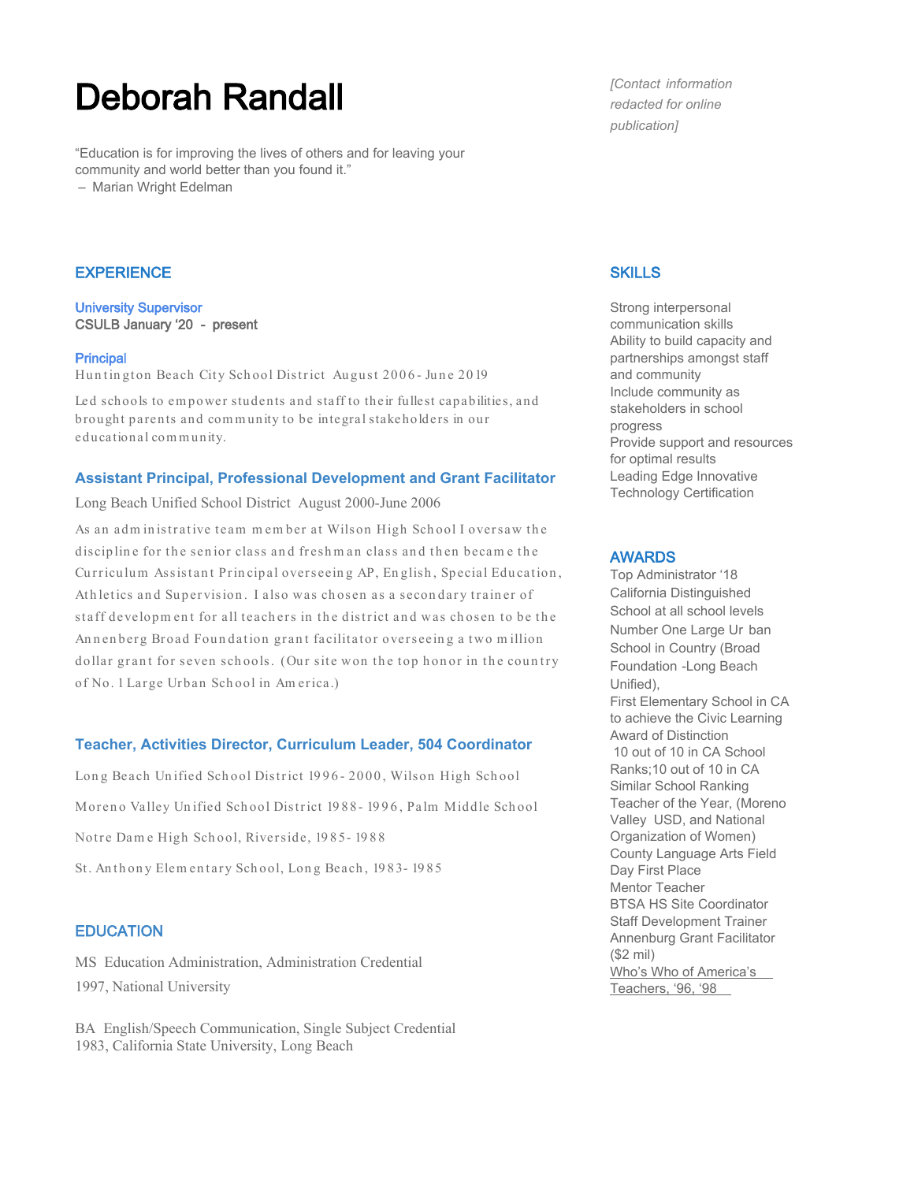# Deborah Randall

*[Contact information redacted for online publication]*

"Education is for improving the lives of others and for leaving your community and world better than you found it."
– Marian Wright Edelman

## EXPERIENCE

### University Supervisor

**CSULB January '20 - present**

### Principal

Huntington Beach City School District August 2006-June 2019

Led schools to empower students and staff to their fullest capabilities, and brought parents and community to be integral stakeholders in our educational community.

### Assistant Principal, Professional Development and Grant Facilitator

Long Beach Unified School District August 2000-June 2006

As an administrative team member at Wilson High School I oversaw the discipline for the senior class and freshman class and then became the Curriculum Assistant Principal overseeing AP, English, Special Education, Athletics and Supervision. I also was chosen as a secondary trainer of staff development for all teachers in the district and was chosen to be the Annenberg Broad Foundation grant facilitator overseeing a two million dollar grant for seven schools. (Our site won the top honor in the country of No. 1 Large Urban School in America.)

### Teacher, Activities Director, Curriculum Leader, 504 Coordinator

Long Beach Unified School District 1996-2000, Wilson High School

Moreno Valley Unified School District 1988-1996, Palm Middle School

Notre Dame High School, Riverside, 1985-1988

St. Anthony Elementary School, Long Beach, 1983-1985

## EDUCATION

MS Education Administration, Administration Credential
1997, National University

BA English/Speech Communication, Single Subject Credential
1983, California State University, Long Beach

## SKILLS

Strong interpersonal communication skills
Ability to build capacity and partnerships amongst staff and community
Include community as stakeholders in school progress
Provide support and resources for optimal results
Leading Edge Innovative Technology Certification

## AWARDS

Top Administrator '18
California Distinguished School at all school levels
Number One Large Urban School in Country (Broad Foundation -Long Beach Unified),
First Elementary School in CA to achieve the Civic Learning Award of Distinction
10 out of 10 in CA School Ranks;10 out of 10 in CA Similar School Ranking
Teacher of the Year, (Moreno Valley USD, and National Organization of Women)
County Language Arts Field Day First Place
Mentor Teacher
BTSA HS Site Coordinator
Staff Development Trainer
Annenburg Grant Facilitator ($2 mil)
Who's Who of America's Teachers, '96, '98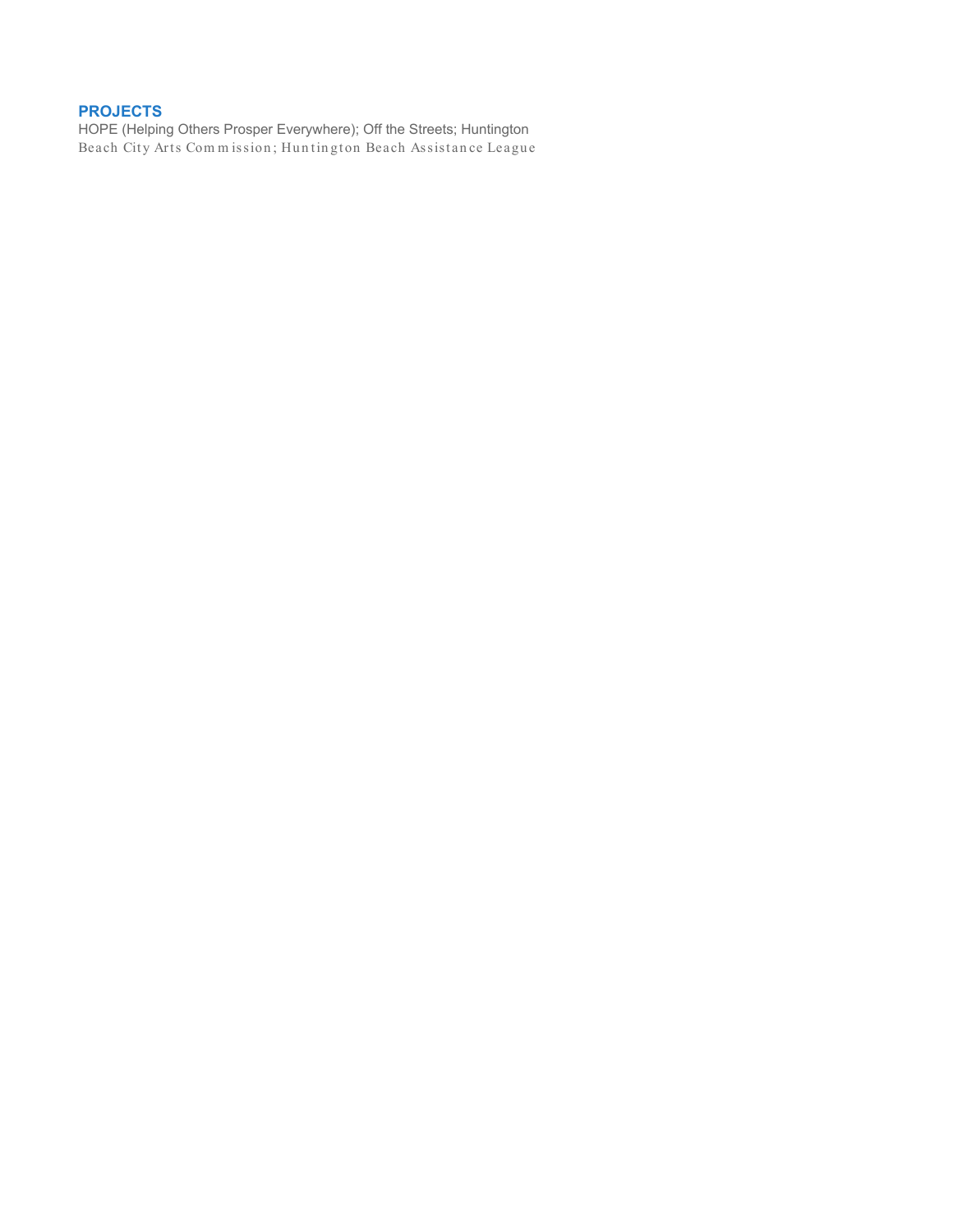## PROJECTS

HOPE (Helping Others Prosper Everywhere); Off the Streets; Huntington Beach City Arts Commission; Huntington Beach Assistance League